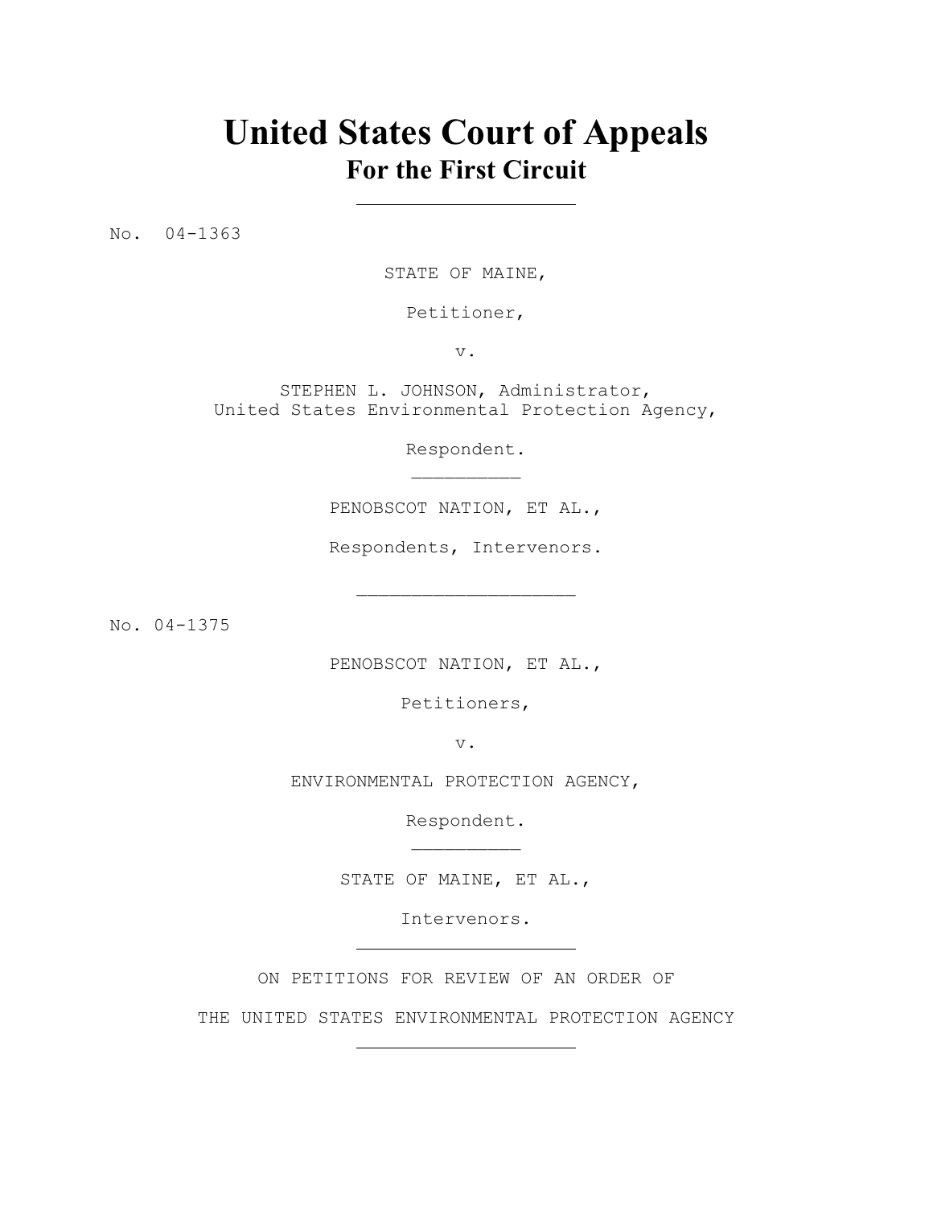# United States Court of Appeals
## For the First Circuit

---

No. 04-1363

STATE OF MAINE,

Petitioner,

v.

STEPHEN L. JOHNSON, Administrator,
United States Environmental Protection Agency,

Respondent.

---

PENOBSCOT NATION, ET AL.,

Respondents, Intervenors.

---

No. 04-1375

PENOBSCOT NATION, ET AL.,

Petitioners,

v.

ENVIRONMENTAL PROTECTION AGENCY,

Respondent.

---

STATE OF MAINE, ET AL.,

Intervenors.

---

ON PETITIONS FOR REVIEW OF AN ORDER OF

THE UNITED STATES ENVIRONMENTAL PROTECTION AGENCY

---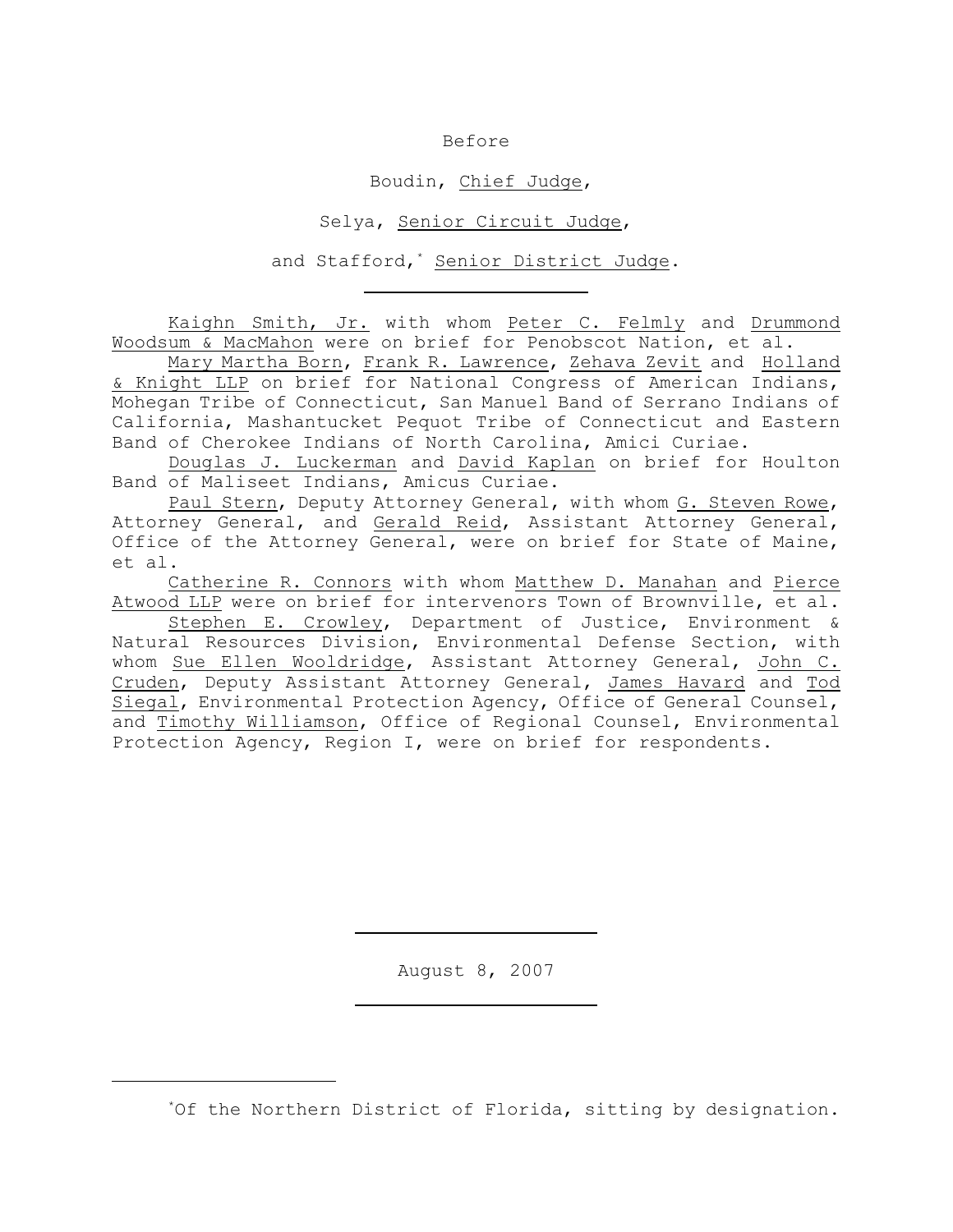Before

Boudin, Chief Judge,

Selya, Senior Circuit Judge,

and Stafford,* Senior District Judge.

---

Kaighn Smith, Jr. with whom Peter C. Felmly and Drummond Woodsum & MacMahon were on brief for Penobscot Nation, et al.

Mary Martha Born, Frank R. Lawrence, Zehava Zevit and Holland & Knight LLP on brief for National Congress of American Indians, Mohegan Tribe of Connecticut, San Manuel Band of Serrano Indians of California, Mashantucket Pequot Tribe of Connecticut and Eastern Band of Cherokee Indians of North Carolina, Amici Curiae.

Douglas J. Luckerman and David Kaplan on brief for Houlton Band of Maliseet Indians, Amicus Curiae.

Paul Stern, Deputy Attorney General, with whom G. Steven Rowe, Attorney General, and Gerald Reid, Assistant Attorney General, Office of the Attorney General, were on brief for State of Maine, et al.

Catherine R. Connors with whom Matthew D. Manahan and Pierce Atwood LLP were on brief for intervenors Town of Brownville, et al.

Stephen E. Crowley, Department of Justice, Environment & Natural Resources Division, Environmental Defense Section, with whom Sue Ellen Wooldridge, Assistant Attorney General, John C. Cruden, Deputy Assistant Attorney General, James Havard and Tod Siegal, Environmental Protection Agency, Office of General Counsel, and Timothy Williamson, Office of Regional Counsel, Environmental Protection Agency, Region I, were on brief for respondents.

---

August 8, 2007

---

*Of the Northern District of Florida, sitting by designation.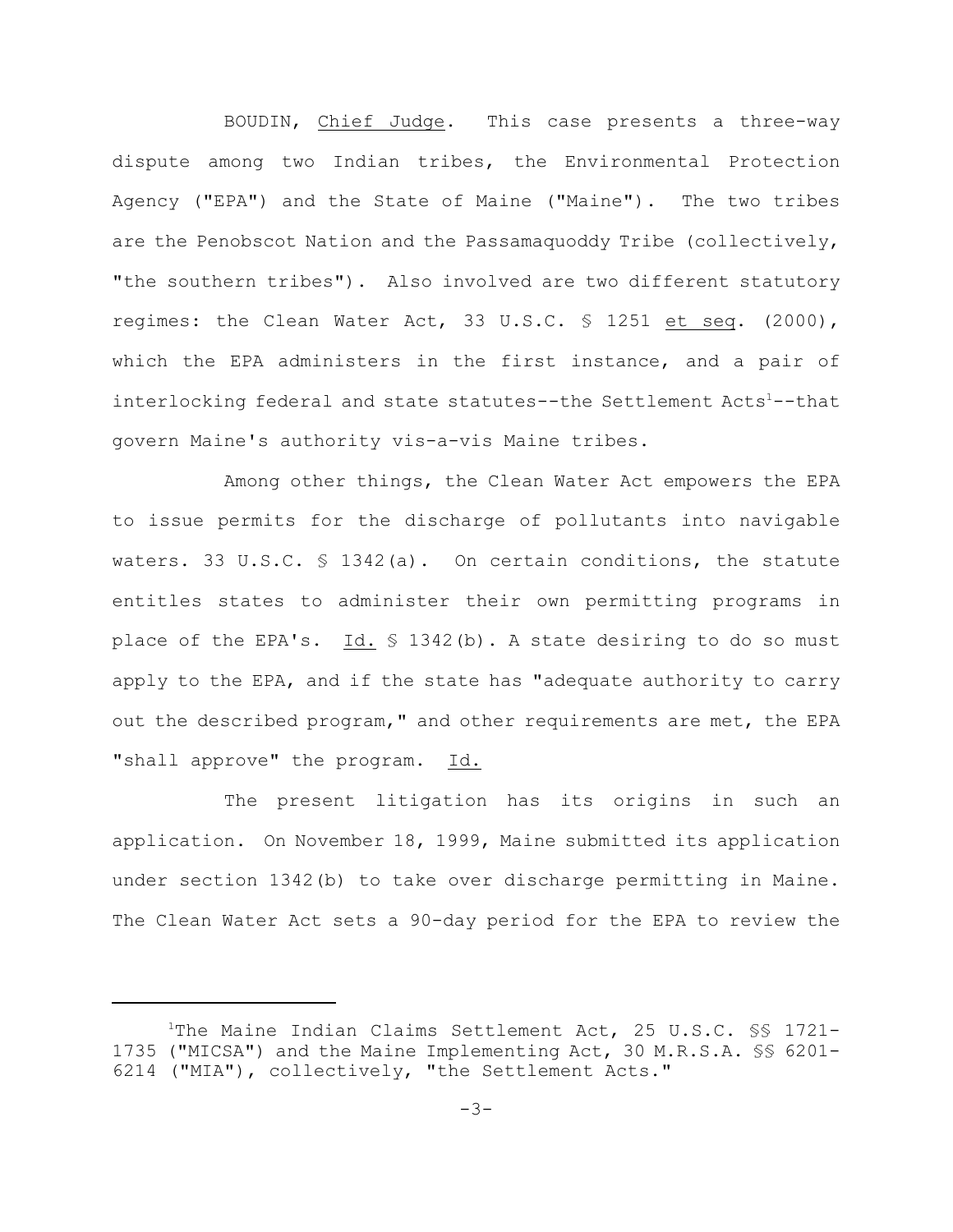BOUDIN, Chief Judge. This case presents a three-way dispute among two Indian tribes, the Environmental Protection Agency ("EPA") and the State of Maine ("Maine"). The two tribes are the Penobscot Nation and the Passamaquoddy Tribe (collectively, "the southern tribes"). Also involved are two different statutory regimes: the Clean Water Act, 33 U.S.C. § 1251 et seq. (2000), which the EPA administers in the first instance, and a pair of interlocking federal and state statutes--the Settlement Acts[1]--that govern Maine's authority vis-a-vis Maine tribes.

Among other things, the Clean Water Act empowers the EPA to issue permits for the discharge of pollutants into navigable waters. 33 U.S.C. § 1342(a). On certain conditions, the statute entitles states to administer their own permitting programs in place of the EPA's. Id. § 1342(b). A state desiring to do so must apply to the EPA, and if the state has "adequate authority to carry out the described program," and other requirements are met, the EPA "shall approve" the program. Id.

The present litigation has its origins in such an application. On November 18, 1999, Maine submitted its application under section 1342(b) to take over discharge permitting in Maine. The Clean Water Act sets a 90-day period for the EPA to review the

[1]The Maine Indian Claims Settlement Act, 25 U.S.C. §§ 1721-1735 ("MICSA") and the Maine Implementing Act, 30 M.R.S.A. §§ 6201-6214 ("MIA"), collectively, "the Settlement Acts."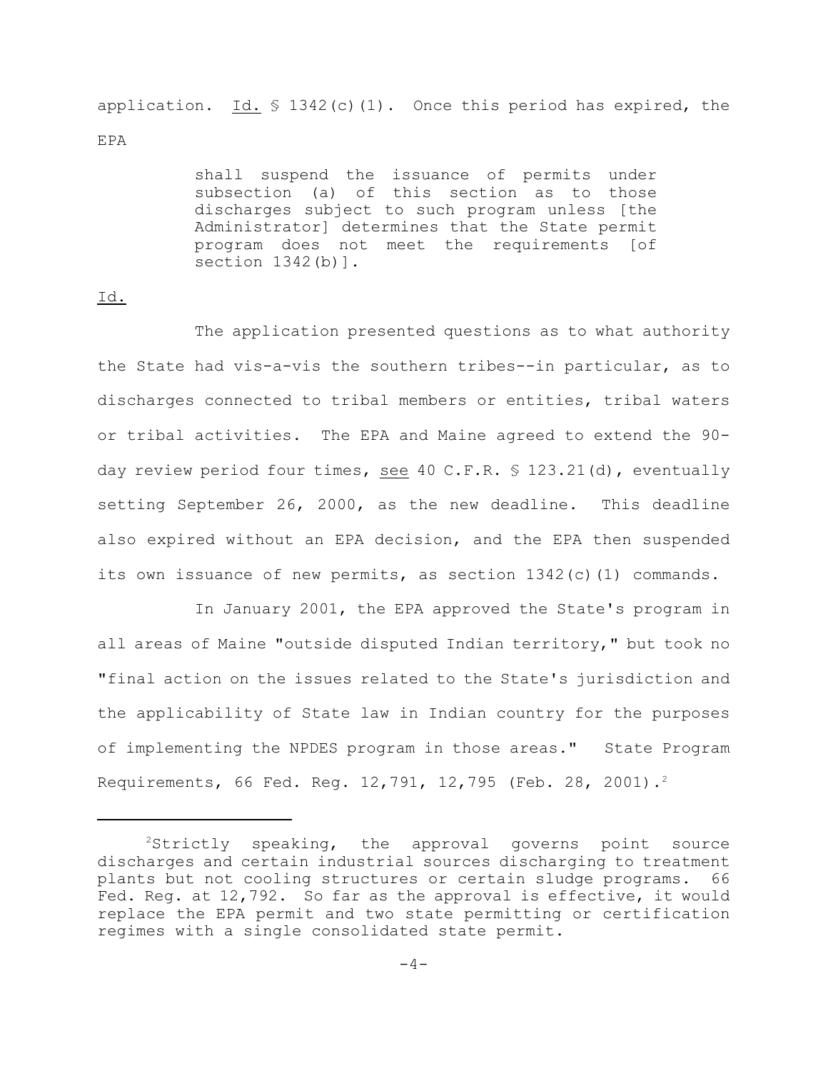application. _Id._ § 1342(c)(1). Once this period has expired, the EPA

> shall suspend the issuance of permits under subsection (a) of this section as to those discharges subject to such program unless [the Administrator] determines that the State permit program does not meet the requirements [of section 1342(b)].

_Id._

The application presented questions as to what authority the State had vis-a-vis the southern tribes--in particular, as to discharges connected to tribal members or entities, tribal waters or tribal activities. The EPA and Maine agreed to extend the 90-day review period four times, _see_ 40 C.F.R. § 123.21(d), eventually setting September 26, 2000, as the new deadline. This deadline also expired without an EPA decision, and the EPA then suspended its own issuance of new permits, as section 1342(c)(1) commands.

In January 2001, the EPA approved the State's program in all areas of Maine "outside disputed Indian territory," but took no "final action on the issues related to the State's jurisdiction and the applicability of State law in Indian country for the purposes of implementing the NPDES program in those areas." State Program Requirements, 66 Fed. Reg. 12,791, 12,795 (Feb. 28, 2001).[2]

---

[2] Strictly speaking, the approval governs point source discharges and certain industrial sources discharging to treatment plants but not cooling structures or certain sludge programs. 66 Fed. Reg. at 12,792. So far as the approval is effective, it would replace the EPA permit and two state permitting or certification regimes with a single consolidated state permit.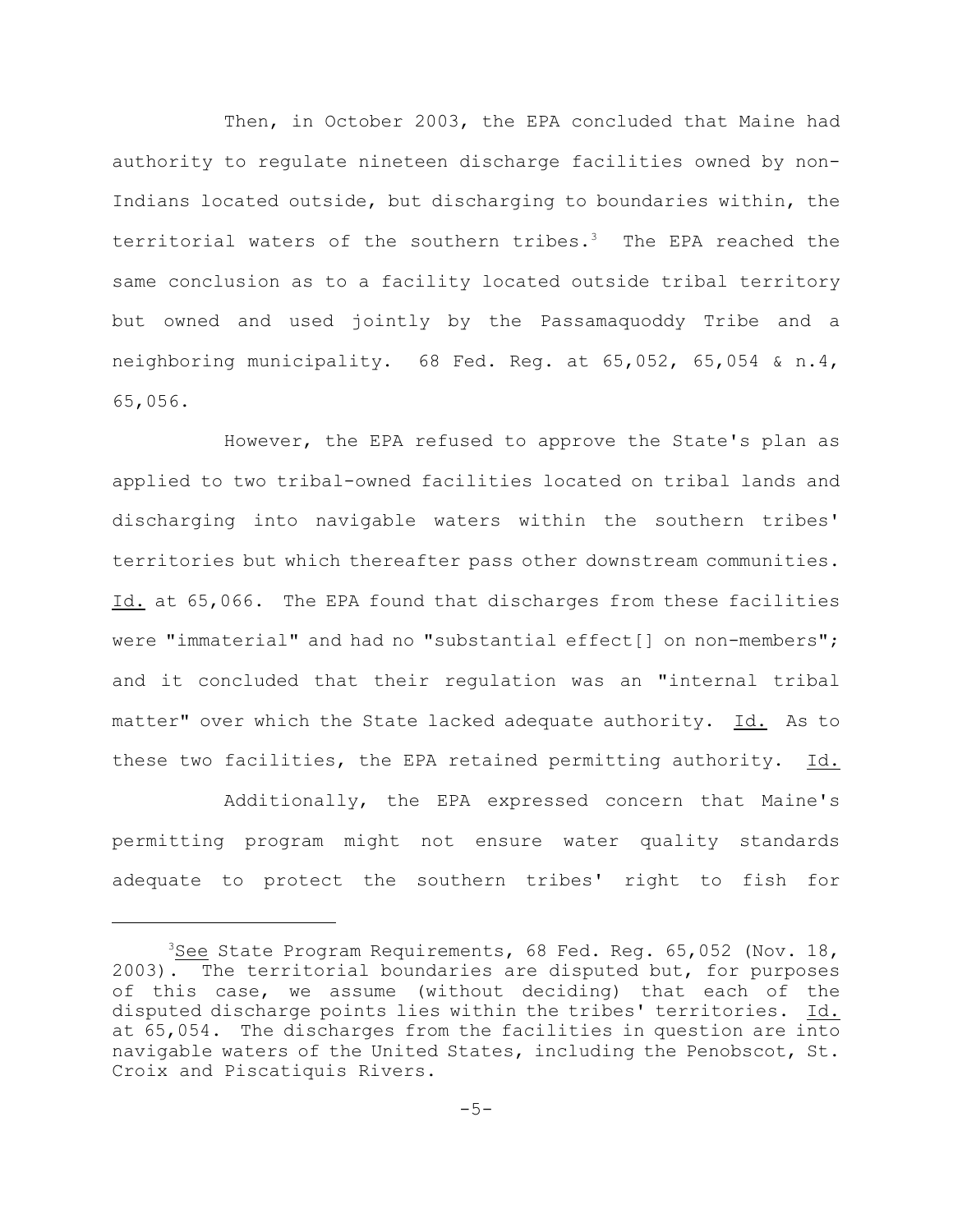Then, in October 2003, the EPA concluded that Maine had authority to regulate nineteen discharge facilities owned by non-Indians located outside, but discharging to boundaries within, the territorial waters of the southern tribes.[3] The EPA reached the same conclusion as to a facility located outside tribal territory but owned and used jointly by the Passamaquoddy Tribe and a neighboring municipality. 68 Fed. Reg. at 65,052, 65,054 & n.4, 65,056.

However, the EPA refused to approve the State's plan as applied to two tribal-owned facilities located on tribal lands and discharging into navigable waters within the southern tribes' territories but which thereafter pass other downstream communities. Id. at 65,066. The EPA found that discharges from these facilities were "immaterial" and had no "substantial effect[] on non-members"; and it concluded that their regulation was an "internal tribal matter" over which the State lacked adequate authority. Id. As to these two facilities, the EPA retained permitting authority. Id.

Additionally, the EPA expressed concern that Maine's permitting program might not ensure water quality standards adequate to protect the southern tribes' right to fish for

---

[3] See State Program Requirements, 68 Fed. Reg. 65,052 (Nov. 18, 2003). The territorial boundaries are disputed but, for purposes of this case, we assume (without deciding) that each of the disputed discharge points lies within the tribes' territories. Id. at 65,054. The discharges from the facilities in question are into navigable waters of the United States, including the Penobscot, St. Croix and Piscatiquis Rivers.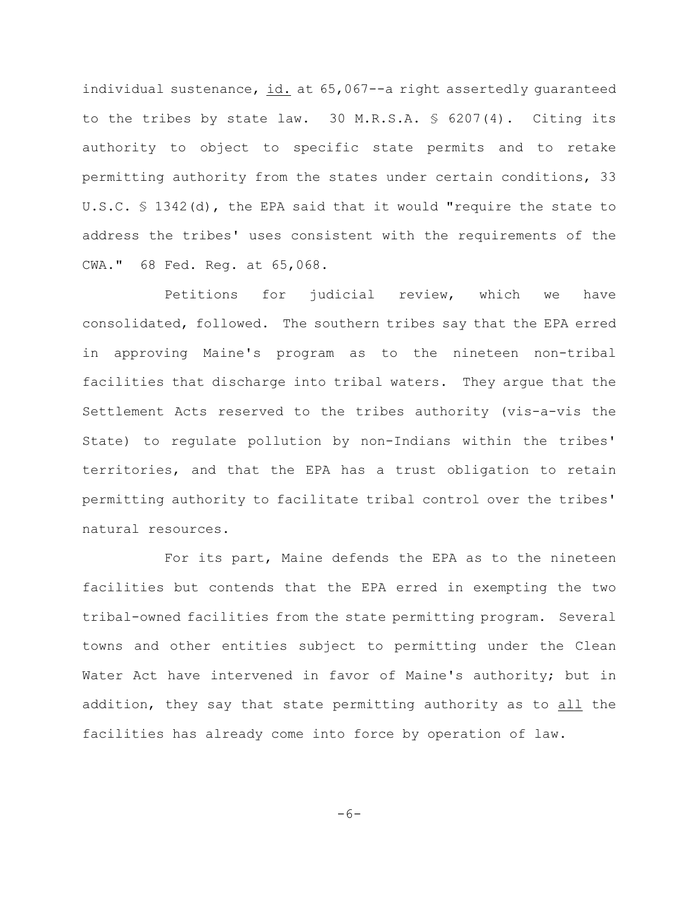individual sustenance, id. at 65,067--a right assertedly guaranteed to the tribes by state law. 30 M.R.S.A. § 6207(4). Citing its authority to object to specific state permits and to retake permitting authority from the states under certain conditions, 33 U.S.C. § 1342(d), the EPA said that it would "require the state to address the tribes' uses consistent with the requirements of the CWA." 68 Fed. Reg. at 65,068.

Petitions for judicial review, which we have consolidated, followed. The southern tribes say that the EPA erred in approving Maine's program as to the nineteen non-tribal facilities that discharge into tribal waters. They argue that the Settlement Acts reserved to the tribes authority (vis-a-vis the State) to regulate pollution by non-Indians within the tribes' territories, and that the EPA has a trust obligation to retain permitting authority to facilitate tribal control over the tribes' natural resources.

For its part, Maine defends the EPA as to the nineteen facilities but contends that the EPA erred in exempting the two tribal-owned facilities from the state permitting program. Several towns and other entities subject to permitting under the Clean Water Act have intervened in favor of Maine's authority; but in addition, they say that state permitting authority as to <u>all</u> the facilities has already come into force by operation of law.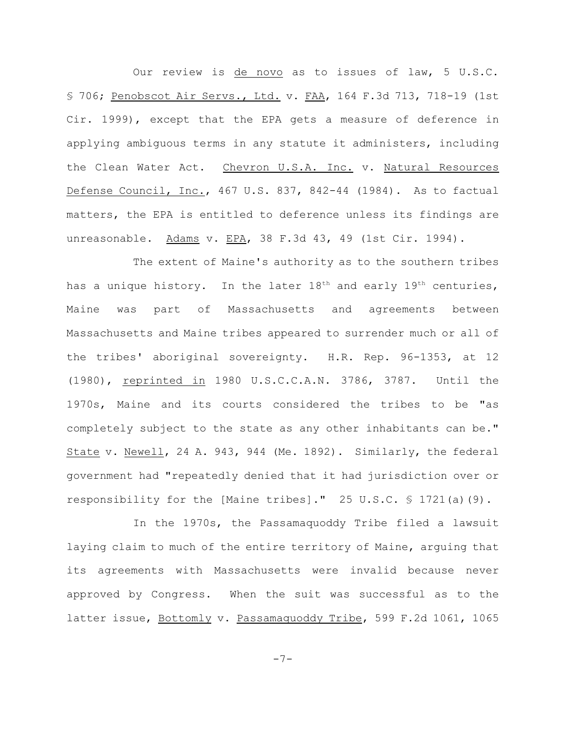Our review is de novo as to issues of law, 5 U.S.C. § 706; Penobscot Air Servs., Ltd. v. FAA, 164 F.3d 713, 718-19 (1st Cir. 1999), except that the EPA gets a measure of deference in applying ambiguous terms in any statute it administers, including the Clean Water Act. Chevron U.S.A. Inc. v. Natural Resources Defense Council, Inc., 467 U.S. 837, 842-44 (1984). As to factual matters, the EPA is entitled to deference unless its findings are unreasonable. Adams v. EPA, 38 F.3d 43, 49 (1st Cir. 1994).

The extent of Maine's authority as to the southern tribes has a unique history. In the later 18th and early 19th centuries, Maine was part of Massachusetts and agreements between Massachusetts and Maine tribes appeared to surrender much or all of the tribes' aboriginal sovereignty. H.R. Rep. 96-1353, at 12 (1980), reprinted in 1980 U.S.C.C.A.N. 3786, 3787. Until the 1970s, Maine and its courts considered the tribes to be "as completely subject to the state as any other inhabitants can be." State v. Newell, 24 A. 943, 944 (Me. 1892). Similarly, the federal government had "repeatedly denied that it had jurisdiction over or responsibility for the [Maine tribes]." 25 U.S.C. § 1721(a)(9).

In the 1970s, the Passamaquoddy Tribe filed a lawsuit laying claim to much of the entire territory of Maine, arguing that its agreements with Massachusetts were invalid because never approved by Congress. When the suit was successful as to the latter issue, Bottomly v. Passamaquoddy Tribe, 599 F.2d 1061, 1065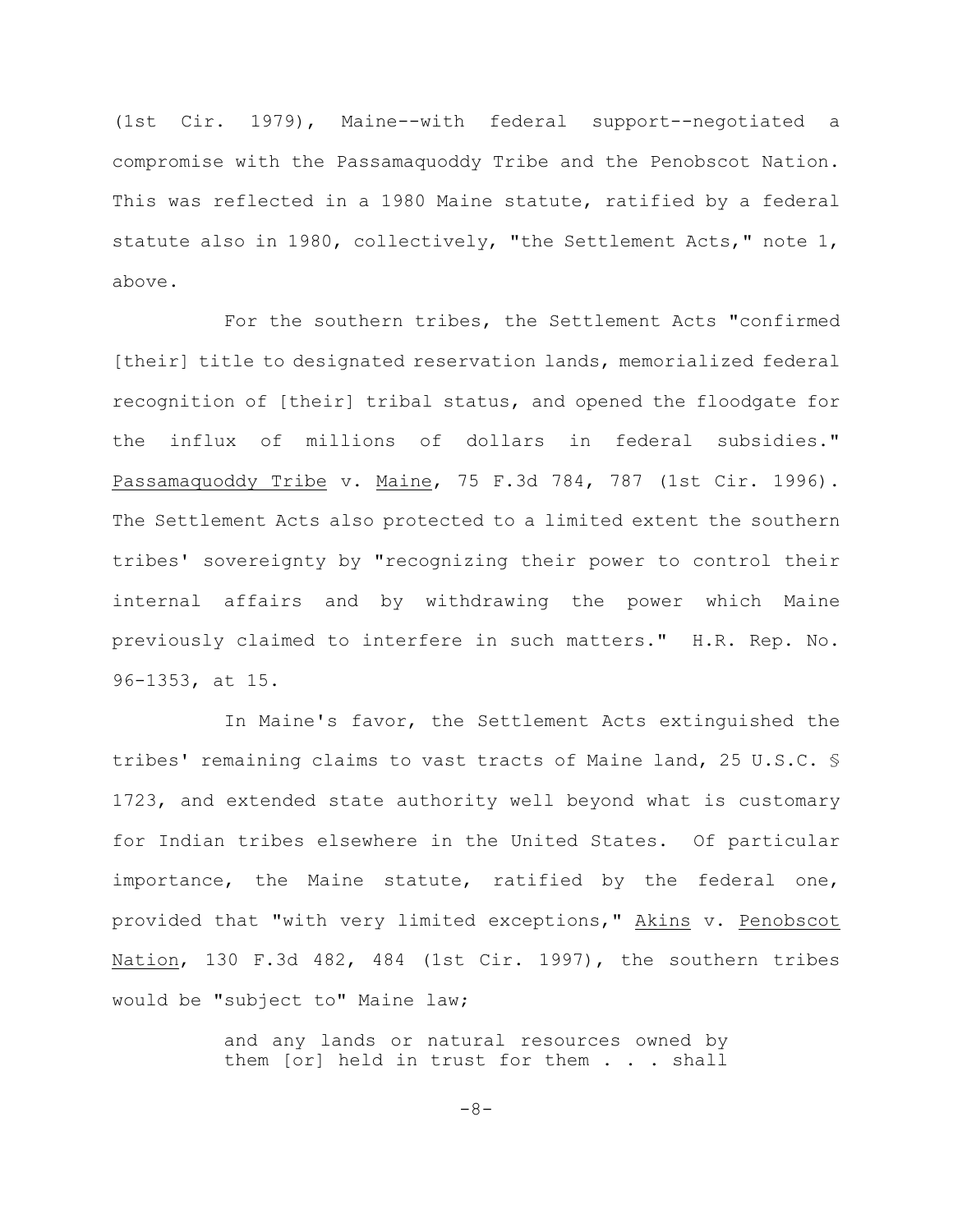(1st Cir. 1979), Maine--with federal support--negotiated a compromise with the Passamaquoddy Tribe and the Penobscot Nation. This was reflected in a 1980 Maine statute, ratified by a federal statute also in 1980, collectively, "the Settlement Acts," note 1, above.

For the southern tribes, the Settlement Acts "confirmed [their] title to designated reservation lands, memorialized federal recognition of [their] tribal status, and opened the floodgate for the influx of millions of dollars in federal subsidies." Passamaquoddy Tribe v. Maine, 75 F.3d 784, 787 (1st Cir. 1996). The Settlement Acts also protected to a limited extent the southern tribes' sovereignty by "recognizing their power to control their internal affairs and by withdrawing the power which Maine previously claimed to interfere in such matters." H.R. Rep. No. 96-1353, at 15.

In Maine's favor, the Settlement Acts extinguished the tribes' remaining claims to vast tracts of Maine land, 25 U.S.C. § 1723, and extended state authority well beyond what is customary for Indian tribes elsewhere in the United States. Of particular importance, the Maine statute, ratified by the federal one, provided that "with very limited exceptions," Akins v. Penobscot Nation, 130 F.3d 482, 484 (1st Cir. 1997), the southern tribes would be "subject to" Maine law;

> and any lands or natural resources owned by them [or] held in trust for them . . . shall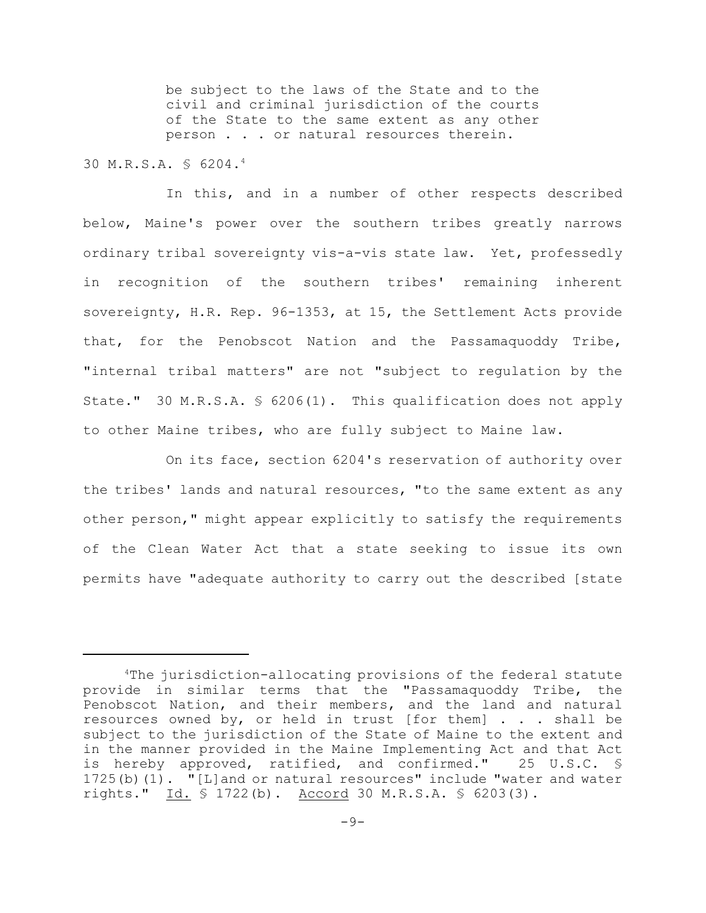> be subject to the laws of the State and to the civil and criminal jurisdiction of the courts of the State to the same extent as any other person . . . or natural resources therein.

30 M.R.S.A. § 6204.[4]

In this, and in a number of other respects described below, Maine's power over the southern tribes greatly narrows ordinary tribal sovereignty vis-a-vis state law. Yet, professedly in recognition of the southern tribes' remaining inherent sovereignty, H.R. Rep. 96-1353, at 15, the Settlement Acts provide that, for the Penobscot Nation and the Passamaquoddy Tribe, "internal tribal matters" are not "subject to regulation by the State." 30 M.R.S.A. § 6206(1). This qualification does not apply to other Maine tribes, who are fully subject to Maine law.

On its face, section 6204's reservation of authority over the tribes' lands and natural resources, "to the same extent as any other person," might appear explicitly to satisfy the requirements of the Clean Water Act that a state seeking to issue its own permits have "adequate authority to carry out the described [state

---

[4]The jurisdiction-allocating provisions of the federal statute provide in similar terms that the "Passamaquoddy Tribe, the Penobscot Nation, and their members, and the land and natural resources owned by, or held in trust [for them] . . . shall be subject to the jurisdiction of the State of Maine to the extent and in the manner provided in the Maine Implementing Act and that Act is hereby approved, ratified, and confirmed." 25 U.S.C. § 1725(b)(1). "[L]and or natural resources" include "water and water rights." Id. § 1722(b). Accord 30 M.R.S.A. § 6203(3).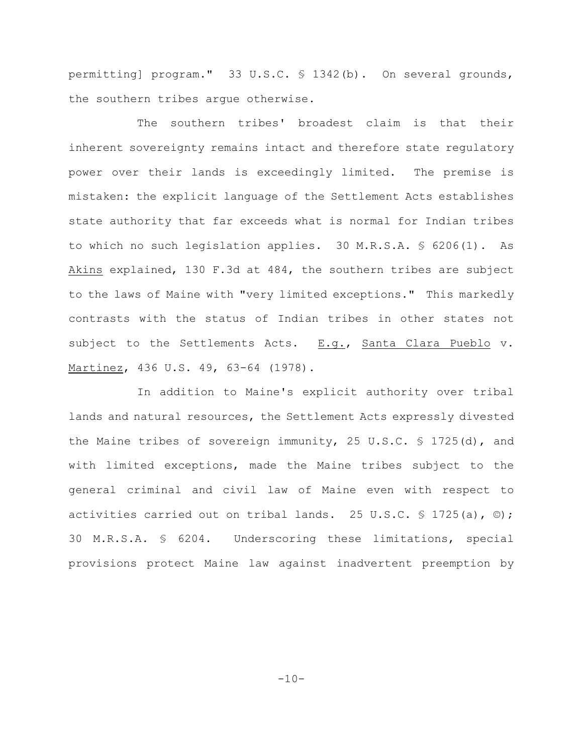permitting] program." 33 U.S.C. § 1342(b). On several grounds, the southern tribes argue otherwise.

The southern tribes' broadest claim is that their inherent sovereignty remains intact and therefore state regulatory power over their lands is exceedingly limited. The premise is mistaken: the explicit language of the Settlement Acts establishes state authority that far exceeds what is normal for Indian tribes to which no such legislation applies. 30 M.R.S.A. § 6206(1). As Akins explained, 130 F.3d at 484, the southern tribes are subject to the laws of Maine with "very limited exceptions." This markedly contrasts with the status of Indian tribes in other states not subject to the Settlements Acts. E.g., Santa Clara Pueblo v. Martinez, 436 U.S. 49, 63-64 (1978).

In addition to Maine's explicit authority over tribal lands and natural resources, the Settlement Acts expressly divested the Maine tribes of sovereign immunity, 25 U.S.C. § 1725(d), and with limited exceptions, made the Maine tribes subject to the general criminal and civil law of Maine even with respect to activities carried out on tribal lands. 25 U.S.C. § 1725(a), ©); 30 M.R.S.A. § 6204. Underscoring these limitations, special provisions protect Maine law against inadvertent preemption by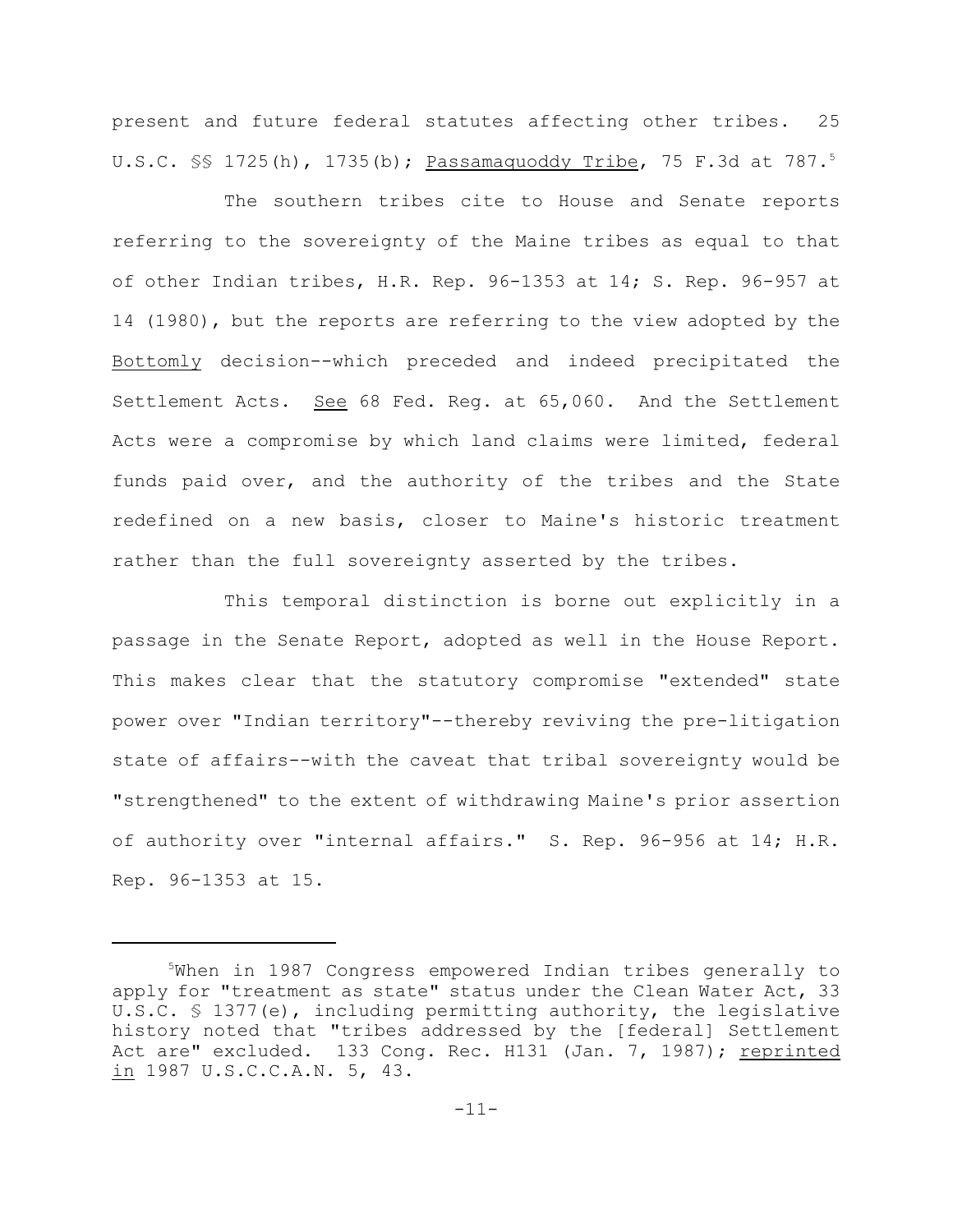present and future federal statutes affecting other tribes. 25 U.S.C. §§ 1725(h), 1735(b); Passamaquoddy Tribe, 75 F.3d at 787.[5]

The southern tribes cite to House and Senate reports referring to the sovereignty of the Maine tribes as equal to that of other Indian tribes, H.R. Rep. 96-1353 at 14; S. Rep. 96-957 at 14 (1980), but the reports are referring to the view adopted by the Bottomly decision--which preceded and indeed precipitated the Settlement Acts. See 68 Fed. Reg. at 65,060. And the Settlement Acts were a compromise by which land claims were limited, federal funds paid over, and the authority of the tribes and the State redefined on a new basis, closer to Maine's historic treatment rather than the full sovereignty asserted by the tribes.

This temporal distinction is borne out explicitly in a passage in the Senate Report, adopted as well in the House Report. This makes clear that the statutory compromise "extended" state power over "Indian territory"--thereby reviving the pre-litigation state of affairs--with the caveat that tribal sovereignty would be "strengthened" to the extent of withdrawing Maine's prior assertion of authority over "internal affairs." S. Rep. 96-956 at 14; H.R. Rep. 96-1353 at 15.

---

[5]When in 1987 Congress empowered Indian tribes generally to apply for "treatment as state" status under the Clean Water Act, 33 U.S.C. § 1377(e), including permitting authority, the legislative history noted that "tribes addressed by the [federal] Settlement Act are" excluded. 133 Cong. Rec. H131 (Jan. 7, 1987); reprinted in 1987 U.S.C.C.A.N. 5, 43.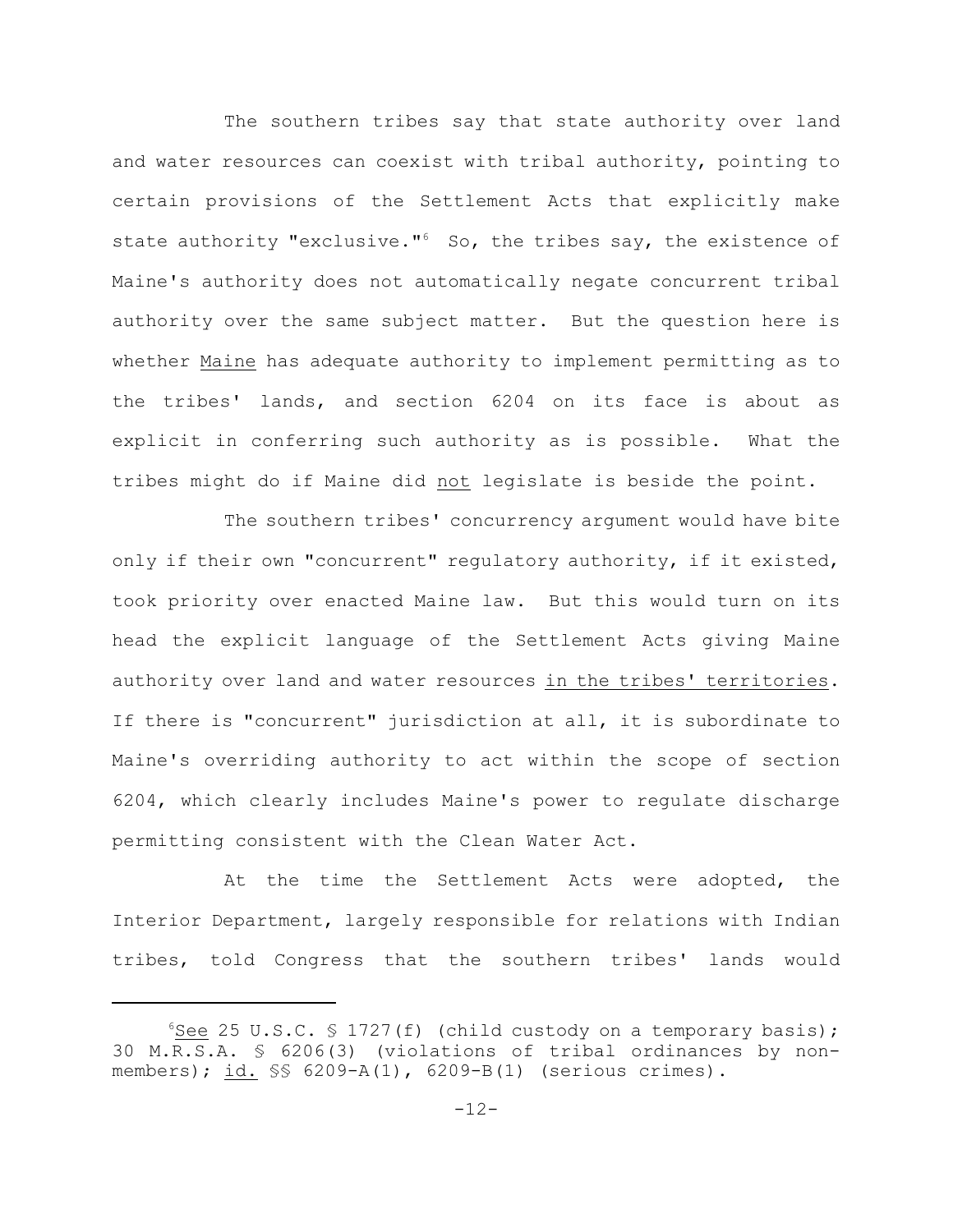The southern tribes say that state authority over land and water resources can coexist with tribal authority, pointing to certain provisions of the Settlement Acts that explicitly make state authority "exclusive."[6] So, the tribes say, the existence of Maine's authority does not automatically negate concurrent tribal authority over the same subject matter. But the question here is whether Maine has adequate authority to implement permitting as to the tribes' lands, and section 6204 on its face is about as explicit in conferring such authority as is possible. What the tribes might do if Maine did not legislate is beside the point.

The southern tribes' concurrency argument would have bite only if their own "concurrent" regulatory authority, if it existed, took priority over enacted Maine law. But this would turn on its head the explicit language of the Settlement Acts giving Maine authority over land and water resources in the tribes' territories. If there is "concurrent" jurisdiction at all, it is subordinate to Maine's overriding authority to act within the scope of section 6204, which clearly includes Maine's power to regulate discharge permitting consistent with the Clean Water Act.

At the time the Settlement Acts were adopted, the Interior Department, largely responsible for relations with Indian tribes, told Congress that the southern tribes' lands would

---

[6] See 25 U.S.C. § 1727(f) (child custody on a temporary basis); 30 M.R.S.A. § 6206(3) (violations of tribal ordinances by non-members); id. §§ 6209-A(1), 6209-B(1) (serious crimes).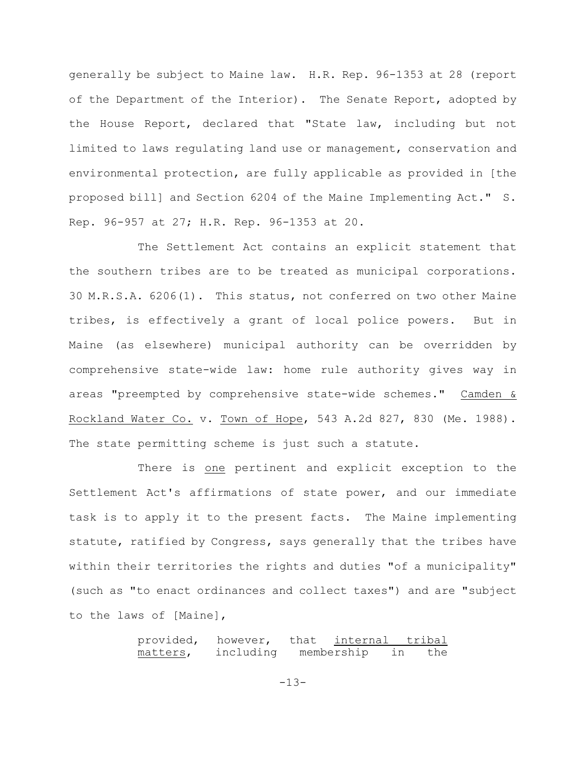generally be subject to Maine law. H.R. Rep. 96-1353 at 28 (report of the Department of the Interior). The Senate Report, adopted by the House Report, declared that "State law, including but not limited to laws regulating land use or management, conservation and environmental protection, are fully applicable as provided in [the proposed bill] and Section 6204 of the Maine Implementing Act." S. Rep. 96-957 at 27; H.R. Rep. 96-1353 at 20.

The Settlement Act contains an explicit statement that the southern tribes are to be treated as municipal corporations. 30 M.R.S.A. 6206(1). This status, not conferred on two other Maine tribes, is effectively a grant of local police powers. But in Maine (as elsewhere) municipal authority can be overridden by comprehensive state-wide law: home rule authority gives way in areas "preempted by comprehensive state-wide schemes." Camden & Rockland Water Co. v. Town of Hope, 543 A.2d 827, 830 (Me. 1988). The state permitting scheme is just such a statute.

There is one pertinent and explicit exception to the Settlement Act's affirmations of state power, and our immediate task is to apply it to the present facts. The Maine implementing statute, ratified by Congress, says generally that the tribes have within their territories the rights and duties "of a municipality" (such as "to enact ordinances and collect taxes") and are "subject to the laws of [Maine],

> provided, however, that internal tribal matters, including membership in the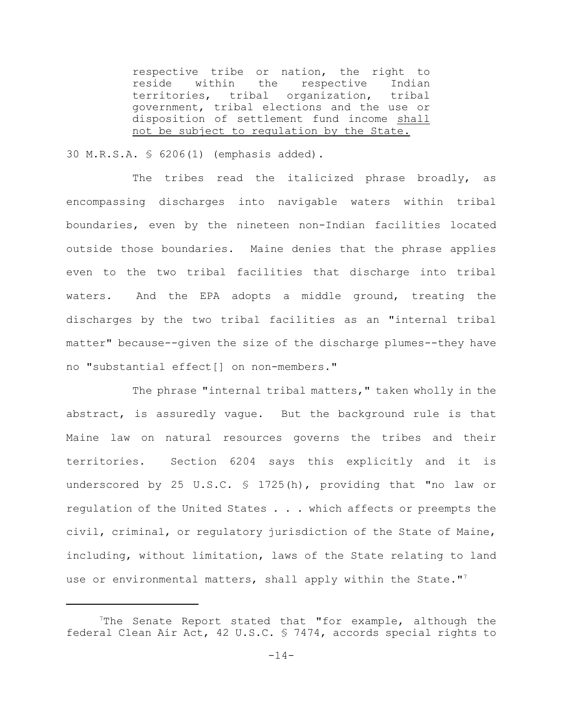> respective tribe or nation, the right to reside within the respective Indian territories, tribal organization, tribal government, tribal elections and the use or disposition of settlement fund income <u>shall not be subject to regulation by the State.</u>

30 M.R.S.A. § 6206(1) (emphasis added).

The tribes read the italicized phrase broadly, as encompassing discharges into navigable waters within tribal boundaries, even by the nineteen non-Indian facilities located outside those boundaries. Maine denies that the phrase applies even to the two tribal facilities that discharge into tribal waters. And the EPA adopts a middle ground, treating the discharges by the two tribal facilities as an "internal tribal matter" because--given the size of the discharge plumes--they have no "substantial effect[] on non-members."

The phrase "internal tribal matters," taken wholly in the abstract, is assuredly vague. But the background rule is that Maine law on natural resources governs the tribes and their territories. Section 6204 says this explicitly and it is underscored by 25 U.S.C. § 1725(h), providing that "no law or regulation of the United States . . . which affects or preempts the civil, criminal, or regulatory jurisdiction of the State of Maine, including, without limitation, laws of the State relating to land use or environmental matters, shall apply within the State."[7]

---

[7]The Senate Report stated that "for example, although the federal Clean Air Act, 42 U.S.C. § 7474, accords special rights to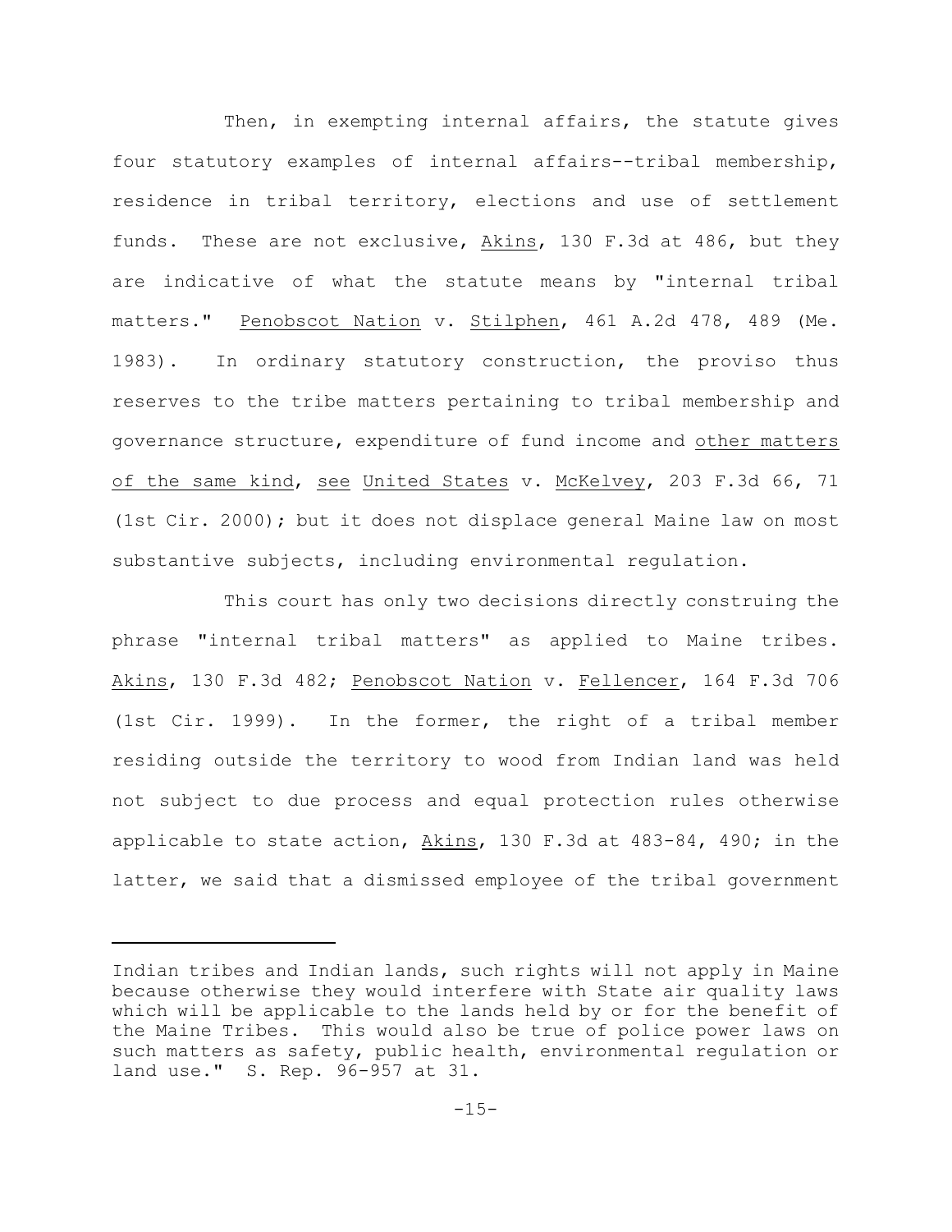Then, in exempting internal affairs, the statute gives four statutory examples of internal affairs--tribal membership, residence in tribal territory, elections and use of settlement funds. These are not exclusive, Akins, 130 F.3d at 486, but they are indicative of what the statute means by "internal tribal matters." Penobscot Nation v. Stilphen, 461 A.2d 478, 489 (Me. 1983). In ordinary statutory construction, the proviso thus reserves to the tribe matters pertaining to tribal membership and governance structure, expenditure of fund income and other matters of the same kind, see United States v. McKelvey, 203 F.3d 66, 71 (1st Cir. 2000); but it does not displace general Maine law on most substantive subjects, including environmental regulation.

This court has only two decisions directly construing the phrase "internal tribal matters" as applied to Maine tribes. Akins, 130 F.3d 482; Penobscot Nation v. Fellencer, 164 F.3d 706 (1st Cir. 1999). In the former, the right of a tribal member residing outside the territory to wood from Indian land was held not subject to due process and equal protection rules otherwise applicable to state action, Akins, 130 F.3d at 483-84, 490; in the latter, we said that a dismissed employee of the tribal government

---

Indian tribes and Indian lands, such rights will not apply in Maine because otherwise they would interfere with State air quality laws which will be applicable to the lands held by or for the benefit of the Maine Tribes. This would also be true of police power laws on such matters as safety, public health, environmental regulation or land use." S. Rep. 96-957 at 31.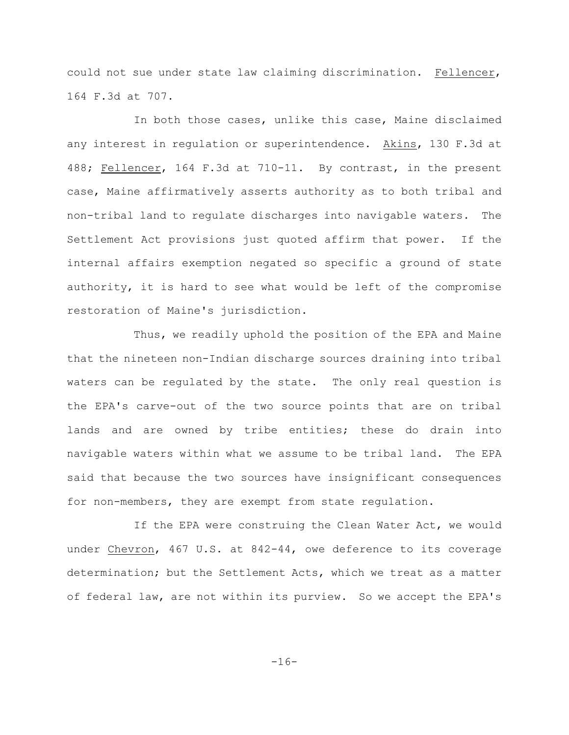could not sue under state law claiming discrimination. Fellencer, 164 F.3d at 707.

In both those cases, unlike this case, Maine disclaimed any interest in regulation or superintendence. Akins, 130 F.3d at 488; Fellencer, 164 F.3d at 710-11. By contrast, in the present case, Maine affirmatively asserts authority as to both tribal and non-tribal land to regulate discharges into navigable waters. The Settlement Act provisions just quoted affirm that power. If the internal affairs exemption negated so specific a ground of state authority, it is hard to see what would be left of the compromise restoration of Maine's jurisdiction.

Thus, we readily uphold the position of the EPA and Maine that the nineteen non-Indian discharge sources draining into tribal waters can be regulated by the state. The only real question is the EPA's carve-out of the two source points that are on tribal lands and are owned by tribe entities; these do drain into navigable waters within what we assume to be tribal land. The EPA said that because the two sources have insignificant consequences for non-members, they are exempt from state regulation.

If the EPA were construing the Clean Water Act, we would under Chevron, 467 U.S. at 842-44, owe deference to its coverage determination; but the Settlement Acts, which we treat as a matter of federal law, are not within its purview. So we accept the EPA's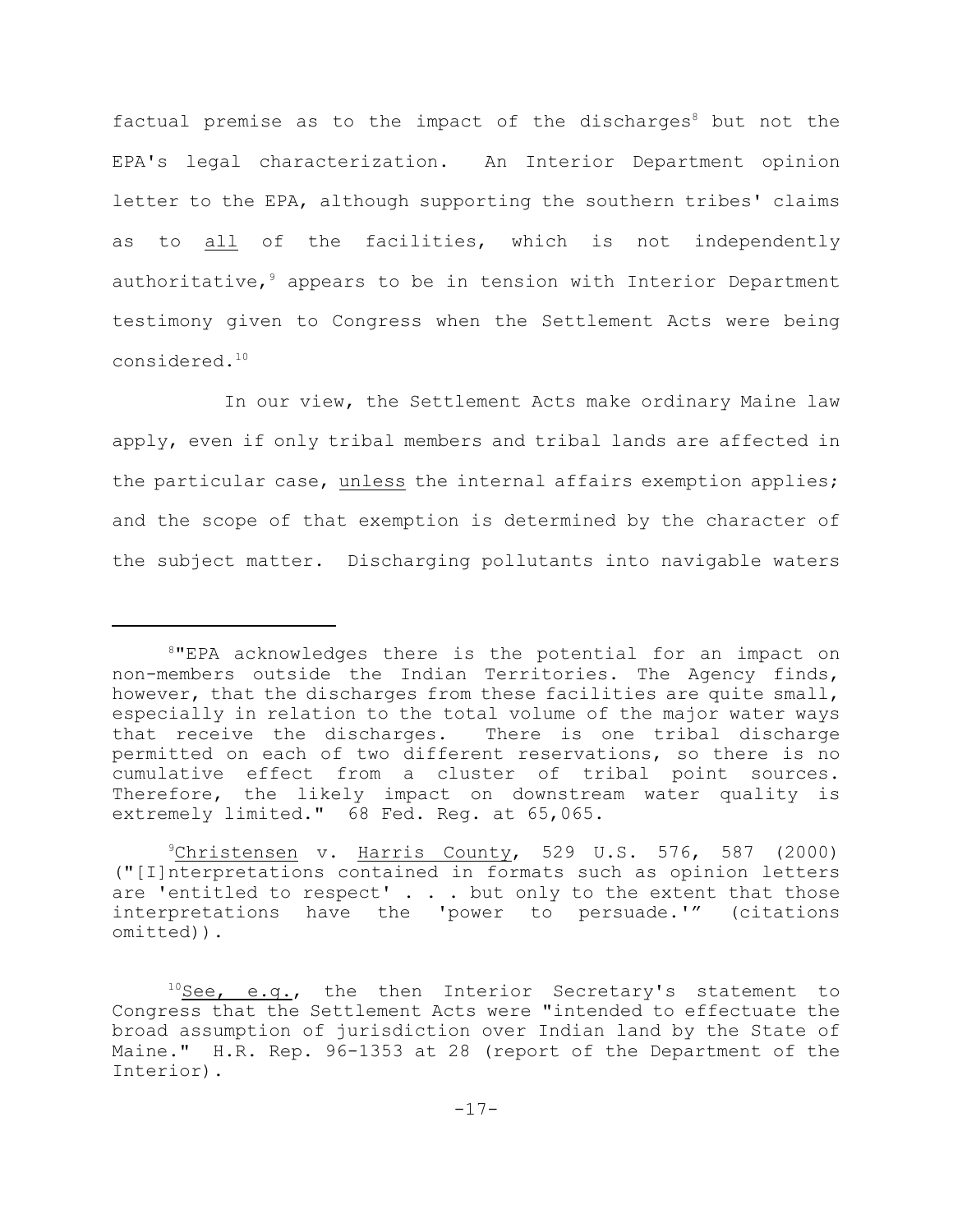factual premise as to the impact of the discharges[8] but not the EPA's legal characterization. An Interior Department opinion letter to the EPA, although supporting the southern tribes' claims as to all of the facilities, which is not independently authoritative,[9] appears to be in tension with Interior Department testimony given to Congress when the Settlement Acts were being considered.[10]

In our view, the Settlement Acts make ordinary Maine law apply, even if only tribal members and tribal lands are affected in the particular case, unless the internal affairs exemption applies; and the scope of that exemption is determined by the character of the subject matter. Discharging pollutants into navigable waters

---

[8]"EPA acknowledges there is the potential for an impact on non-members outside the Indian Territories. The Agency finds, however, that the discharges from these facilities are quite small, especially in relation to the total volume of the major water ways that receive the discharges. There is one tribal discharge permitted on each of two different reservations, so there is no cumulative effect from a cluster of tribal point sources. Therefore, the likely impact on downstream water quality is extremely limited." 68 Fed. Reg. at 65,065.

[9]Christensen v. Harris County, 529 U.S. 576, 587 (2000) ("[I]nterpretations contained in formats such as opinion letters are 'entitled to respect' . . . but only to the extent that those interpretations have the 'power to persuade.'" (citations omitted)).

[10]See, e.g., the then Interior Secretary's statement to Congress that the Settlement Acts were "intended to effectuate the broad assumption of jurisdiction over Indian land by the State of Maine." H.R. Rep. 96-1353 at 28 (report of the Department of the Interior).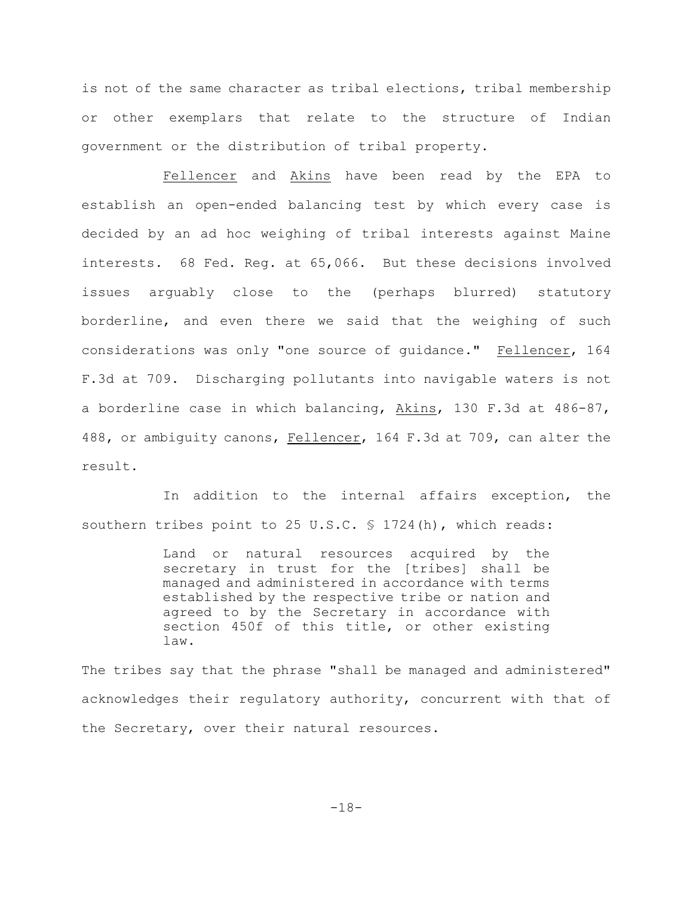is not of the same character as tribal elections, tribal membership or other exemplars that relate to the structure of Indian government or the distribution of tribal property.

Fellencer and Akins have been read by the EPA to establish an open-ended balancing test by which every case is decided by an ad hoc weighing of tribal interests against Maine interests. 68 Fed. Reg. at 65,066. But these decisions involved issues arguably close to the (perhaps blurred) statutory borderline, and even there we said that the weighing of such considerations was only "one source of guidance." Fellencer, 164 F.3d at 709. Discharging pollutants into navigable waters is not a borderline case in which balancing, Akins, 130 F.3d at 486-87, 488, or ambiguity canons, Fellencer, 164 F.3d at 709, can alter the result.

In addition to the internal affairs exception, the southern tribes point to 25 U.S.C. § 1724(h), which reads:

> Land or natural resources acquired by the secretary in trust for the [tribes] shall be managed and administered in accordance with terms established by the respective tribe or nation and agreed to by the Secretary in accordance with section 450f of this title, or other existing law.

The tribes say that the phrase "shall be managed and administered" acknowledges their regulatory authority, concurrent with that of the Secretary, over their natural resources.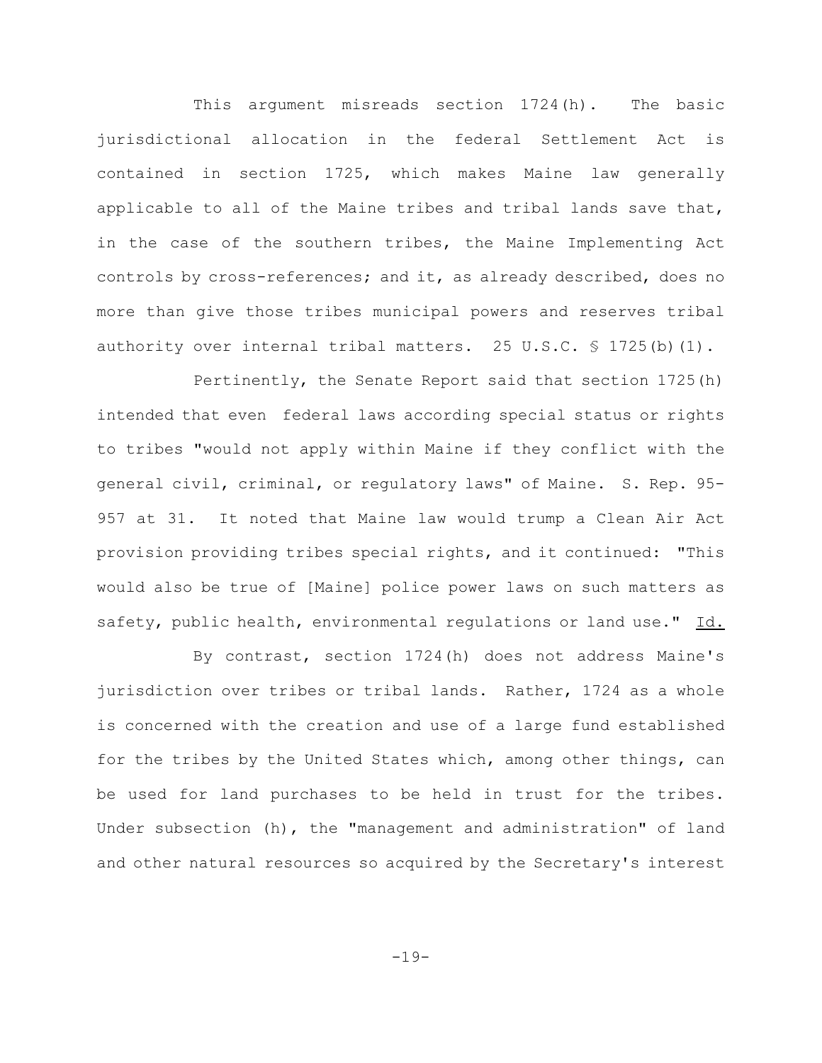This argument misreads section 1724(h). The basic jurisdictional allocation in the federal Settlement Act is contained in section 1725, which makes Maine law generally applicable to all of the Maine tribes and tribal lands save that, in the case of the southern tribes, the Maine Implementing Act controls by cross-references; and it, as already described, does no more than give those tribes municipal powers and reserves tribal authority over internal tribal matters. 25 U.S.C. § 1725(b)(1).

Pertinently, the Senate Report said that section 1725(h) intended that even federal laws according special status or rights to tribes "would not apply within Maine if they conflict with the general civil, criminal, or regulatory laws" of Maine. S. Rep. 95-957 at 31. It noted that Maine law would trump a Clean Air Act provision providing tribes special rights, and it continued: "This would also be true of [Maine] police power laws on such matters as safety, public health, environmental regulations or land use." Id.

By contrast, section 1724(h) does not address Maine's jurisdiction over tribes or tribal lands. Rather, 1724 as a whole is concerned with the creation and use of a large fund established for the tribes by the United States which, among other things, can be used for land purchases to be held in trust for the tribes. Under subsection (h), the "management and administration" of land and other natural resources so acquired by the Secretary's interest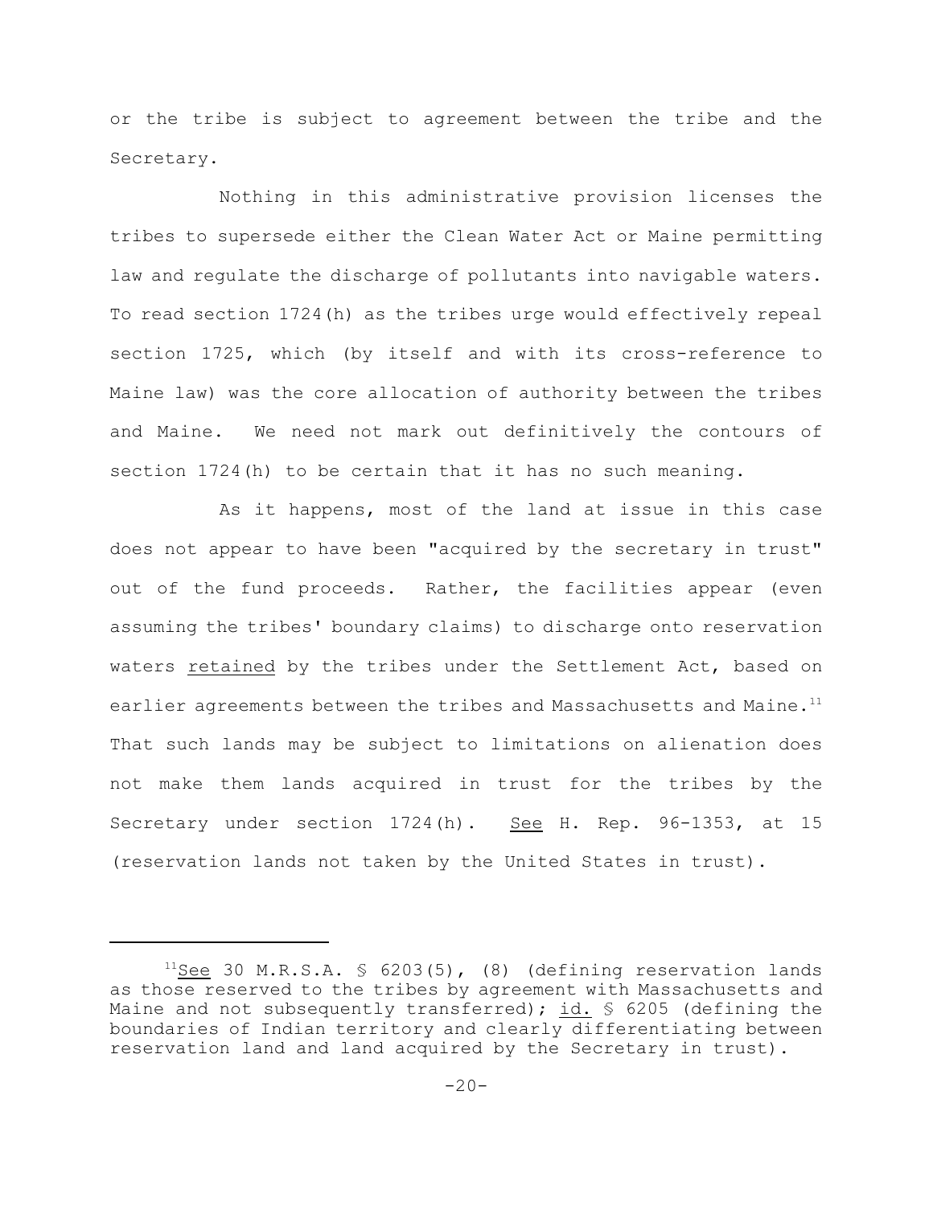or the tribe is subject to agreement between the tribe and the Secretary.

Nothing in this administrative provision licenses the tribes to supersede either the Clean Water Act or Maine permitting law and regulate the discharge of pollutants into navigable waters. To read section 1724(h) as the tribes urge would effectively repeal section 1725, which (by itself and with its cross-reference to Maine law) was the core allocation of authority between the tribes and Maine. We need not mark out definitively the contours of section 1724(h) to be certain that it has no such meaning.

As it happens, most of the land at issue in this case does not appear to have been "acquired by the secretary in trust" out of the fund proceeds. Rather, the facilities appear (even assuming the tribes' boundary claims) to discharge onto reservation waters retained by the tribes under the Settlement Act, based on earlier agreements between the tribes and Massachusetts and Maine.[11] That such lands may be subject to limitations on alienation does not make them lands acquired in trust for the tribes by the Secretary under section 1724(h). See H. Rep. 96-1353, at 15 (reservation lands not taken by the United States in trust).

---

[11]See 30 M.R.S.A. § 6203(5), (8) (defining reservation lands as those reserved to the tribes by agreement with Massachusetts and Maine and not subsequently transferred); id. § 6205 (defining the boundaries of Indian territory and clearly differentiating between reservation land and land acquired by the Secretary in trust).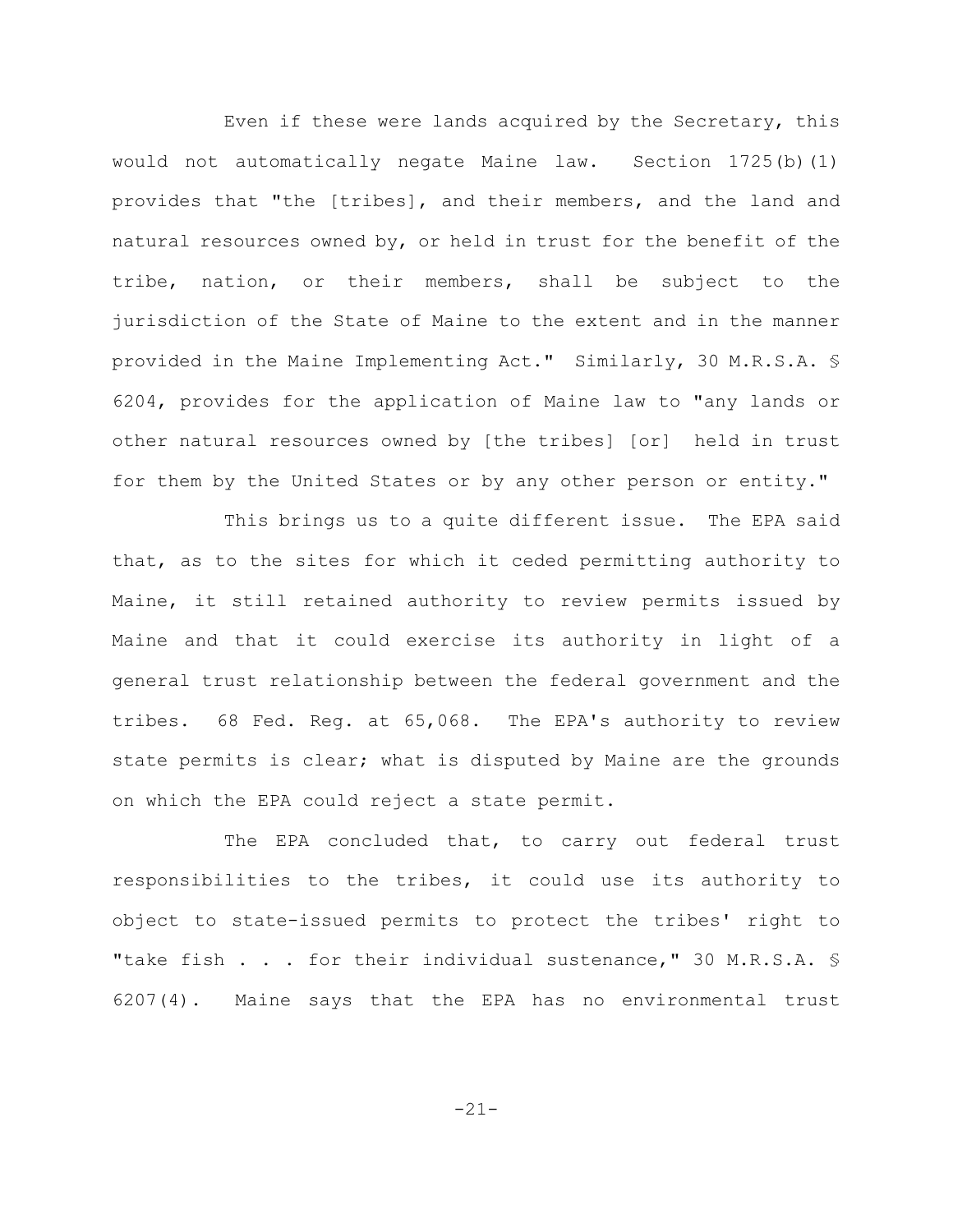Even if these were lands acquired by the Secretary, this would not automatically negate Maine law. Section 1725(b)(1) provides that "the [tribes], and their members, and the land and natural resources owned by, or held in trust for the benefit of the tribe, nation, or their members, shall be subject to the jurisdiction of the State of Maine to the extent and in the manner provided in the Maine Implementing Act." Similarly, 30 M.R.S.A. § 6204, provides for the application of Maine law to "any lands or other natural resources owned by [the tribes] [or] held in trust for them by the United States or by any other person or entity."

This brings us to a quite different issue. The EPA said that, as to the sites for which it ceded permitting authority to Maine, it still retained authority to review permits issued by Maine and that it could exercise its authority in light of a general trust relationship between the federal government and the tribes. 68 Fed. Reg. at 65,068. The EPA's authority to review state permits is clear; what is disputed by Maine are the grounds on which the EPA could reject a state permit.

The EPA concluded that, to carry out federal trust responsibilities to the tribes, it could use its authority to object to state-issued permits to protect the tribes' right to "take fish . . . for their individual sustenance," 30 M.R.S.A. § 6207(4). Maine says that the EPA has no environmental trust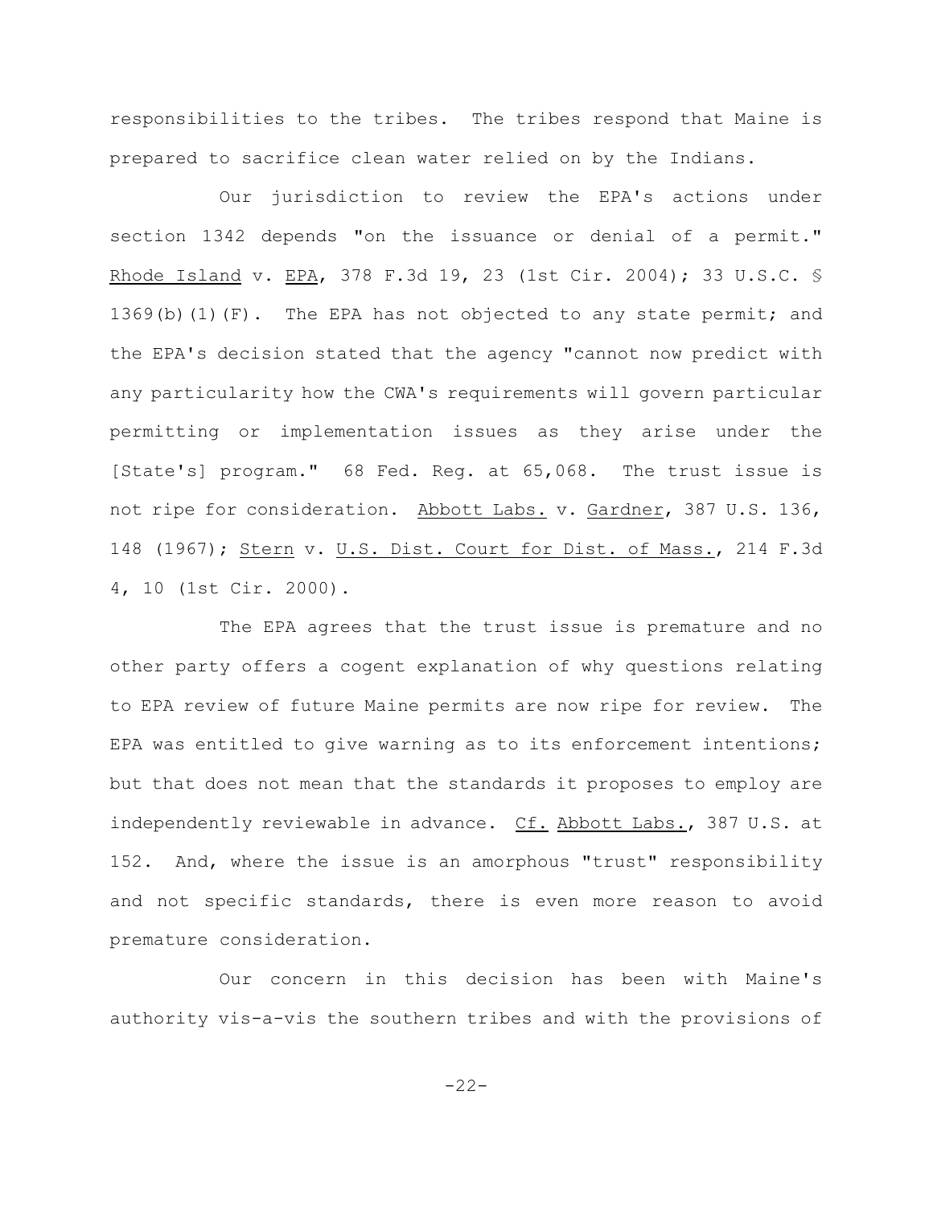responsibilities to the tribes. The tribes respond that Maine is prepared to sacrifice clean water relied on by the Indians.

Our jurisdiction to review the EPA's actions under section 1342 depends "on the issuance or denial of a permit." Rhode Island v. EPA, 378 F.3d 19, 23 (1st Cir. 2004); 33 U.S.C. § 1369(b)(1)(F). The EPA has not objected to any state permit; and the EPA's decision stated that the agency "cannot now predict with any particularity how the CWA's requirements will govern particular permitting or implementation issues as they arise under the [State's] program." 68 Fed. Reg. at 65,068. The trust issue is not ripe for consideration. Abbott Labs. v. Gardner, 387 U.S. 136, 148 (1967); Stern v. U.S. Dist. Court for Dist. of Mass., 214 F.3d 4, 10 (1st Cir. 2000).

The EPA agrees that the trust issue is premature and no other party offers a cogent explanation of why questions relating to EPA review of future Maine permits are now ripe for review. The EPA was entitled to give warning as to its enforcement intentions; but that does not mean that the standards it proposes to employ are independently reviewable in advance. Cf. Abbott Labs., 387 U.S. at 152. And, where the issue is an amorphous "trust" responsibility and not specific standards, there is even more reason to avoid premature consideration.

Our concern in this decision has been with Maine's authority vis-a-vis the southern tribes and with the provisions of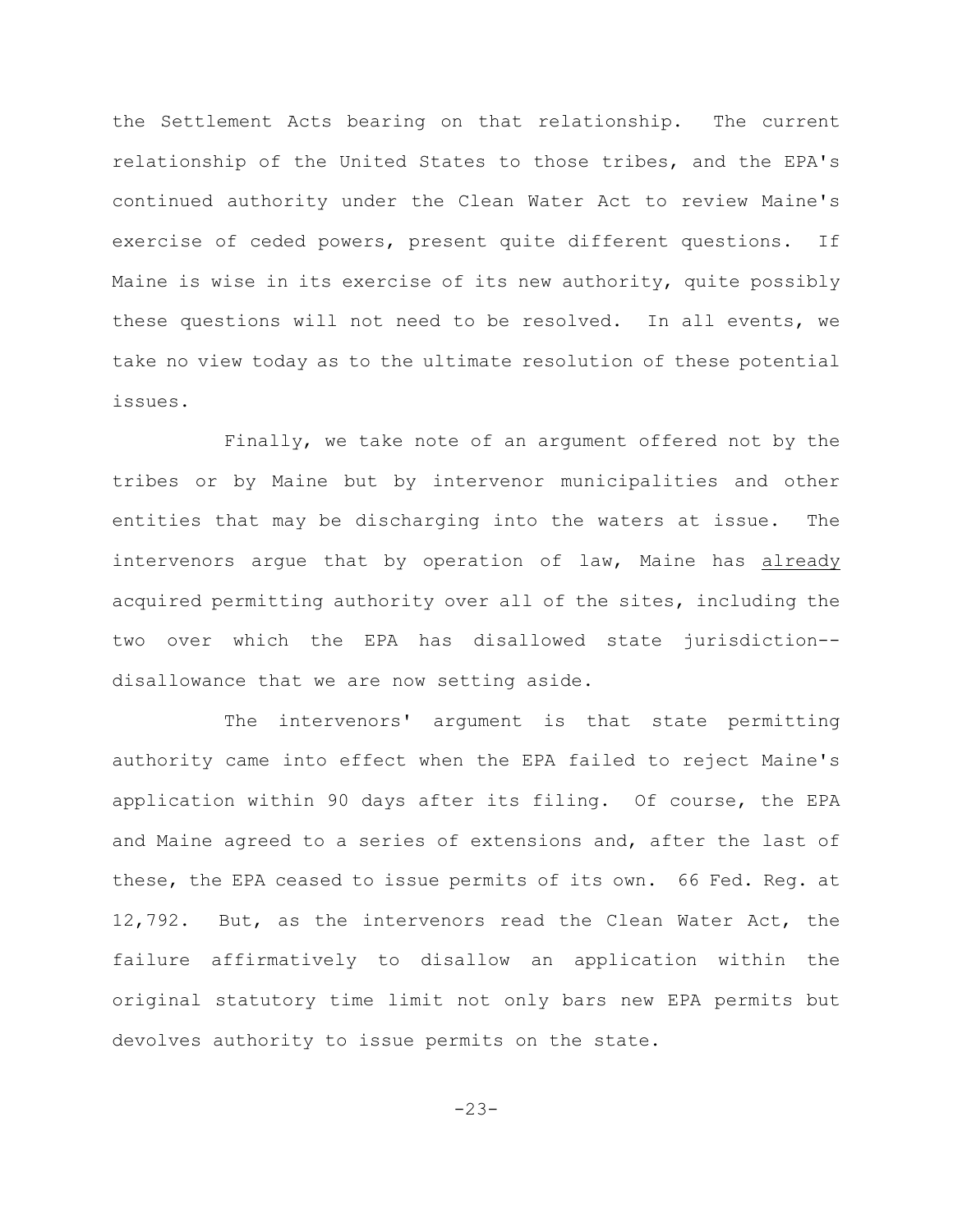the Settlement Acts bearing on that relationship. The current relationship of the United States to those tribes, and the EPA's continued authority under the Clean Water Act to review Maine's exercise of ceded powers, present quite different questions. If Maine is wise in its exercise of its new authority, quite possibly these questions will not need to be resolved. In all events, we take no view today as to the ultimate resolution of these potential issues.

Finally, we take note of an argument offered not by the tribes or by Maine but by intervenor municipalities and other entities that may be discharging into the waters at issue. The intervenors argue that by operation of law, Maine has <u>already</u> acquired permitting authority over all of the sites, including the two over which the EPA has disallowed state jurisdiction--disallowance that we are now setting aside.

The intervenors' argument is that state permitting authority came into effect when the EPA failed to reject Maine's application within 90 days after its filing. Of course, the EPA and Maine agreed to a series of extensions and, after the last of these, the EPA ceased to issue permits of its own. 66 Fed. Reg. at 12,792. But, as the intervenors read the Clean Water Act, the failure affirmatively to disallow an application within the original statutory time limit not only bars new EPA permits but devolves authority to issue permits on the state.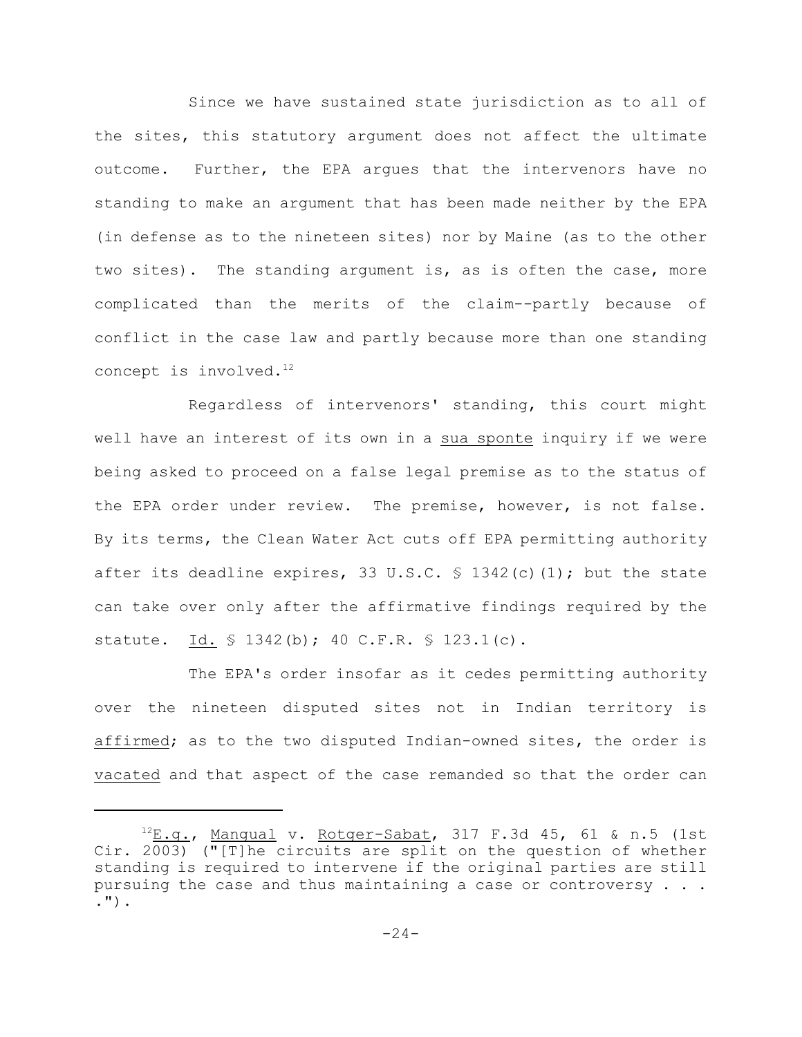Since we have sustained state jurisdiction as to all of the sites, this statutory argument does not affect the ultimate outcome. Further, the EPA argues that the intervenors have no standing to make an argument that has been made neither by the EPA (in defense as to the nineteen sites) nor by Maine (as to the other two sites). The standing argument is, as is often the case, more complicated than the merits of the claim--partly because of conflict in the case law and partly because more than one standing concept is involved.[12]

Regardless of intervenors' standing, this court might well have an interest of its own in a sua sponte inquiry if we were being asked to proceed on a false legal premise as to the status of the EPA order under review. The premise, however, is not false. By its terms, the Clean Water Act cuts off EPA permitting authority after its deadline expires, 33 U.S.C. § 1342(c)(1); but the state can take over only after the affirmative findings required by the statute. Id. § 1342(b); 40 C.F.R. § 123.1(c).

The EPA's order insofar as it cedes permitting authority over the nineteen disputed sites not in Indian territory is affirmed; as to the two disputed Indian-owned sites, the order is vacated and that aspect of the case remanded so that the order can

---

[12] E.g., Mangual v. Rotger-Sabat, 317 F.3d 45, 61 & n.5 (1st Cir. 2003) ("[T]he circuits are split on the question of whether standing is required to intervene if the original parties are still pursuing the case and thus maintaining a case or controversy . . . .").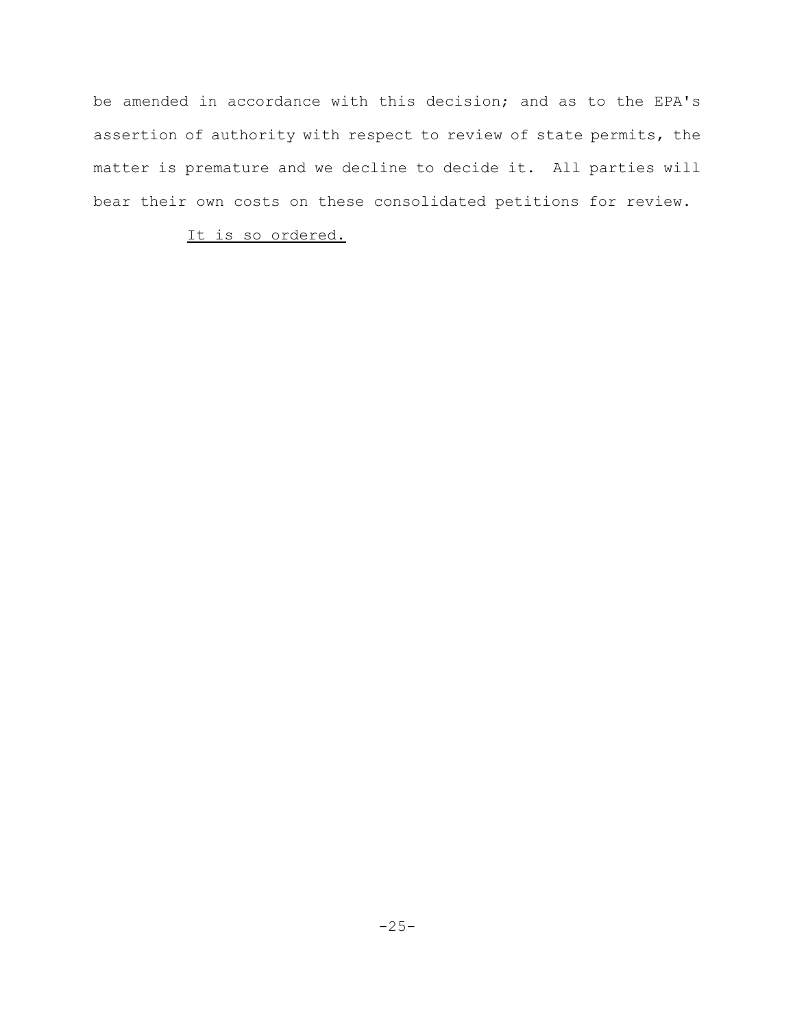be amended in accordance with this decision; and as to the EPA's assertion of authority with respect to review of state permits, the matter is premature and we decline to decide it. All parties will bear their own costs on these consolidated petitions for review.

It is so ordered.